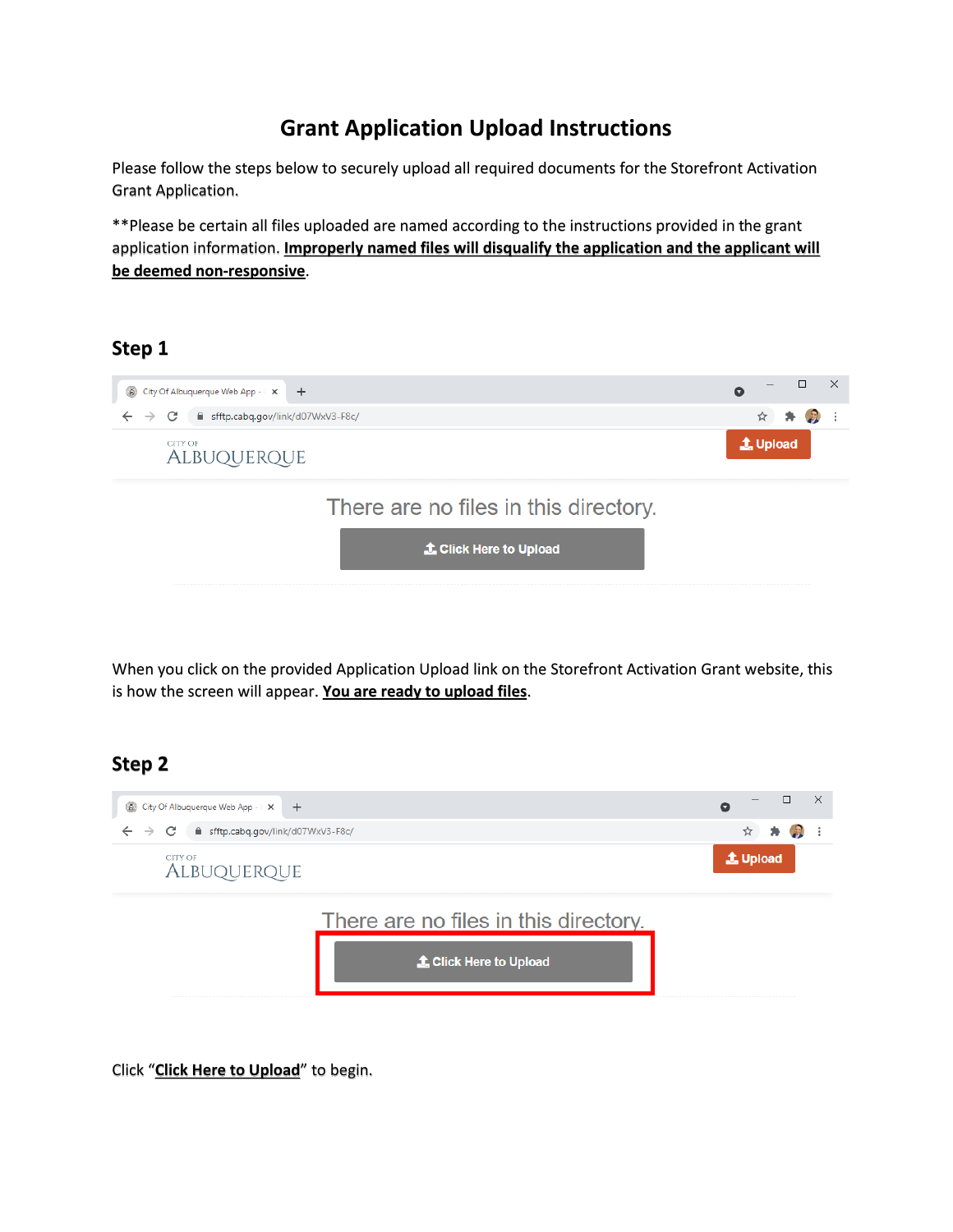# Grant Application Upload Instructions

Please follow the steps below to securely upload all required documents for the Storefront Activation Grant Application.

**Please be certain all files uploaded are named according to the instructions provided in the grant application information. **<u>Improperly named files will disqualify the application and the applicant will be deemed non-responsive</u>**.

## Step 1

When you click on the provided Application Upload link on the Storefront Activation Grant website, this is how the screen will appear. **<u>You are ready to upload files</u>**.

## Step 2

Click "**<u>Click Here to Upload</u>**" to begin.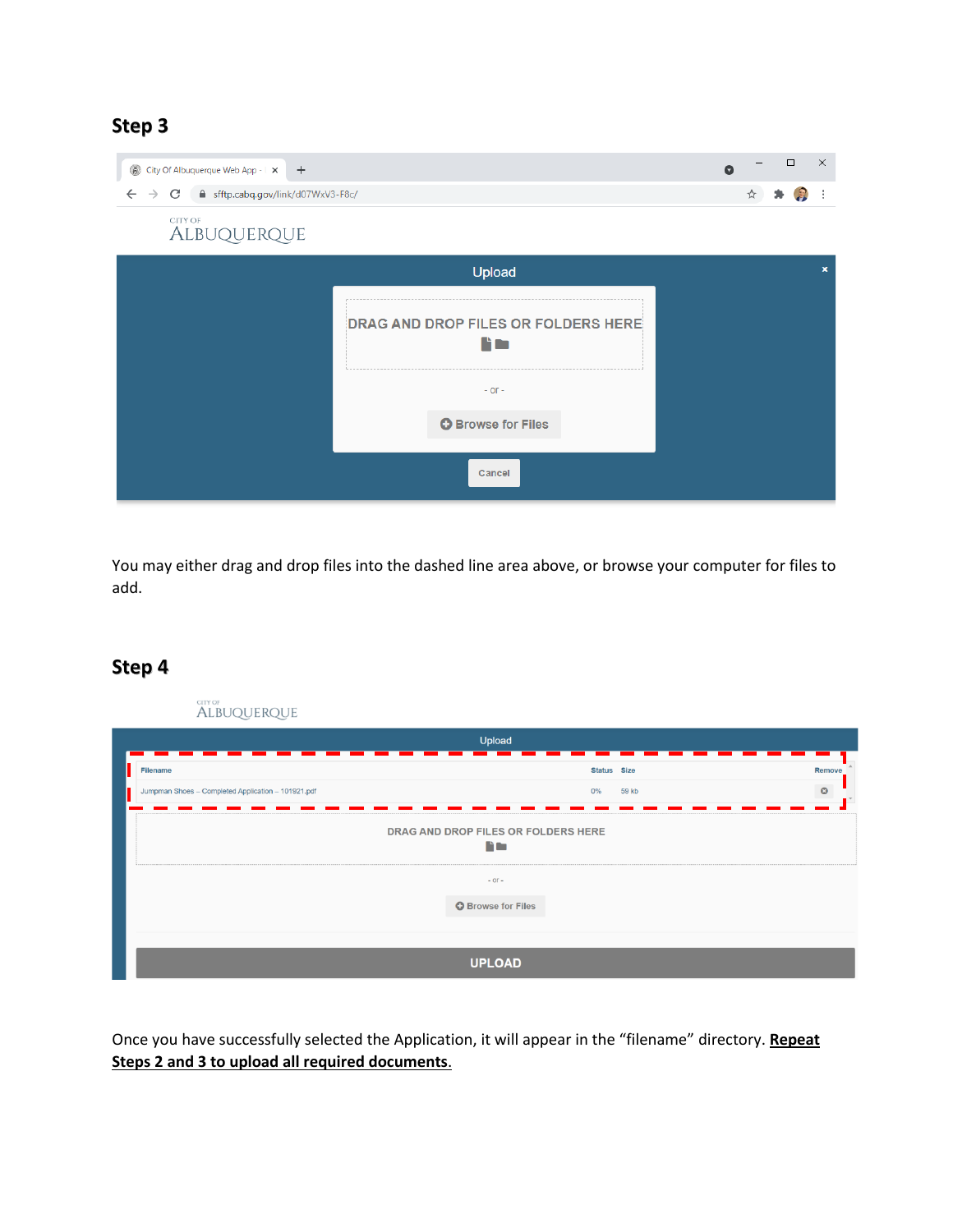## Step 3

You may either drag and drop files into the dashed line area above, or browse your computer for files to add.

## Step 4

Once you have successfully selected the Application, it will appear in the "filename" directory. **Repeat Steps 2 and 3 to upload all required documents**.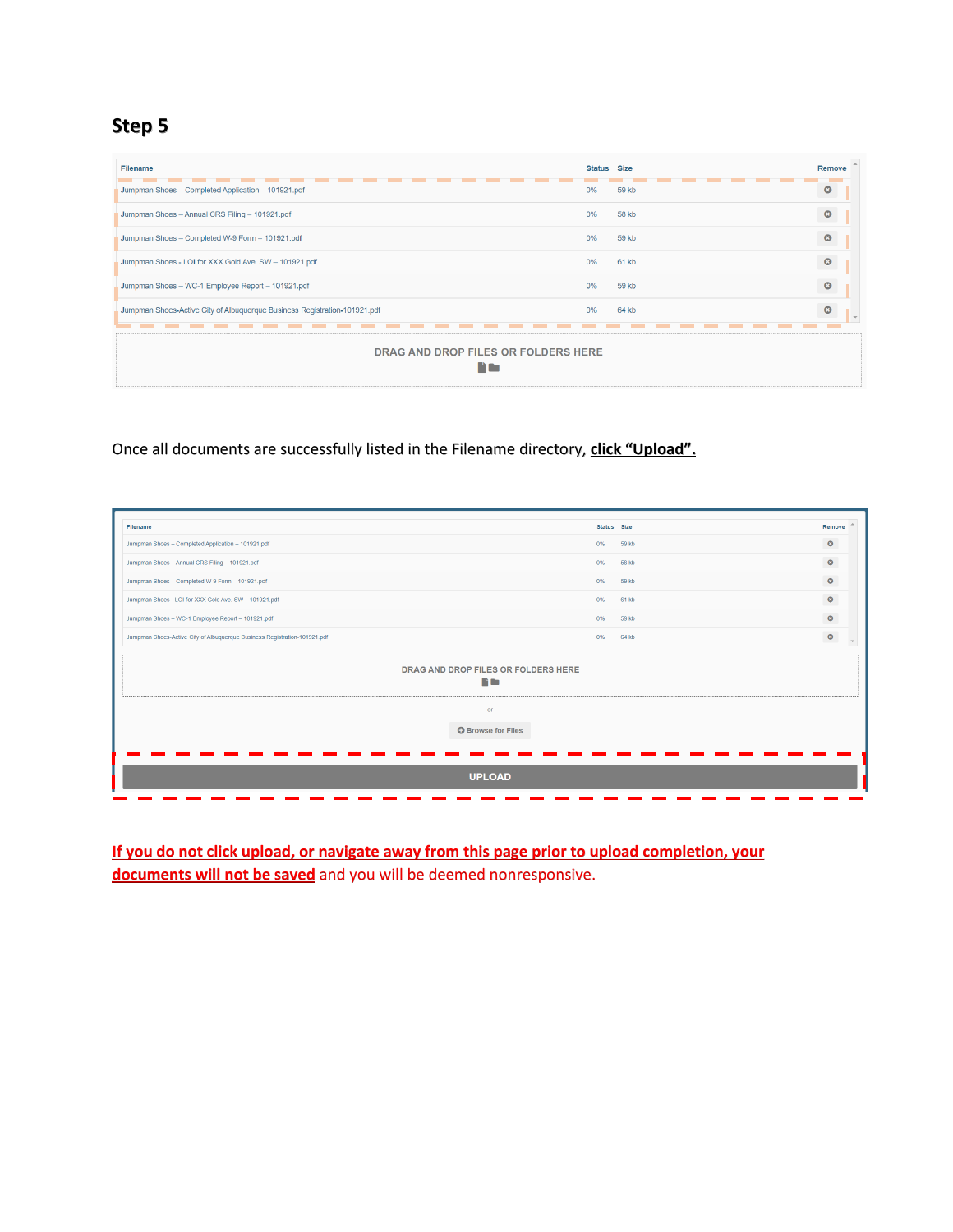## Step 5

| Filename | Status | Size | Remove |
|---|---|---|---|
| Jumpman Shoes – Completed Application – 101921.pdf | 0% | 59 kb | |
| Jumpman Shoes – Annual CRS Filing – 101921.pdf | 0% | 58 kb | |
| Jumpman Shoes – Completed W-9 Form – 101921.pdf | 0% | 59 kb | |
| Jumpman Shoes - LOI for XXX Gold Ave. SW – 101921.pdf | 0% | 61 kb | |
| Jumpman Shoes – WC-1 Employee Report – 101921.pdf | 0% | 59 kb | |
| Jumpman Shoes-Active City of Albuquerque Business Registration-101921.pdf | 0% | 64 kb | |

DRAG AND DROP FILES OR FOLDERS HERE

Once all documents are successfully listed in the Filename directory, **click "Upload".**

| Filename | Status | Size | Remove |
|---|---|---|---|
| Jumpman Shoes – Completed Application – 101921.pdf | 0% | 59 kb | |
| Jumpman Shoes – Annual CRS Filing – 101921.pdf | 0% | 58 kb | |
| Jumpman Shoes – Completed W-9 Form – 101921.pdf | 0% | 59 kb | |
| Jumpman Shoes - LOI for XXX Gold Ave. SW – 101921.pdf | 0% | 61 kb | |
| Jumpman Shoes – WC-1 Employee Report – 101921.pdf | 0% | 59 kb | |
| Jumpman Shoes-Active City of Albuquerque Business Registration-101921.pdf | 0% | 64 kb | |

DRAG AND DROP FILES OR FOLDERS HERE

\- or -

Browse for Files

UPLOAD

**If you do not click upload, or navigate away from this page prior to upload completion, your documents will not be saved** and you will be deemed nonresponsive.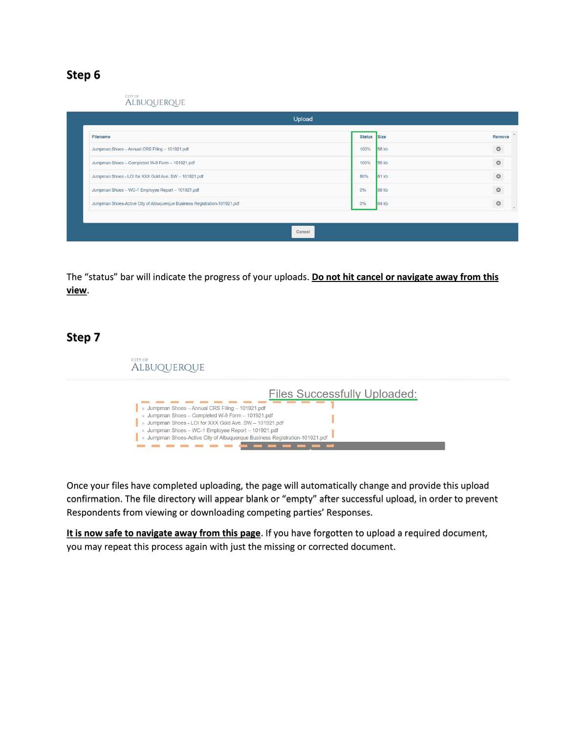## Step 6

CITY OF
ALBUQUERQUE

Upload

| Filename | Status | Size | Remove |
| --- | --- | --- | --- |
| Jumpman Shoes – Annual CRS Filing – 101921.pdf | 100% | 58 kb | |
| Jumpman Shoes – Completed W-9 Form – 101921.pdf | 100% | 59 kb | |
| Jumpman Shoes - LOI for XXX Gold Ave. SW – 101921.pdf | 80% | 61 kb | |
| Jumpman Shoes – WC-1 Employee Report – 101921.pdf | 0% | 59 kb | |
| Jumpman Shoes-Active City of Albuquerque Business Registration-101921.pdf | 0% | 64 kb | |

Cancel

The "status" bar will indicate the progress of your uploads. **Do not hit cancel or navigate away from this view**.

## Step 7

CITY OF
ALBUQUERQUE

Files Successfully Uploaded:

- Jumpman Shoes – Annual CRS Filing – 101921.pdf
- Jumpman Shoes – Completed W-9 Form – 101921.pdf
- Jumpman Shoes - LOI for XXX Gold Ave. SW – 101921.pdf
- Jumpman Shoes – WC-1 Employee Report – 101921.pdf
- Jumpman Shoes-Active City of Albuquerque Business Registration-101921.pdf

Once your files have completed uploading, the page will automatically change and provide this upload confirmation. The file directory will appear blank or "empty" after successful upload, in order to prevent Respondents from viewing or downloading competing parties' Responses.

**It is now safe to navigate away from this page**. If you have forgotten to upload a required document, you may repeat this process again with just the missing or corrected document.